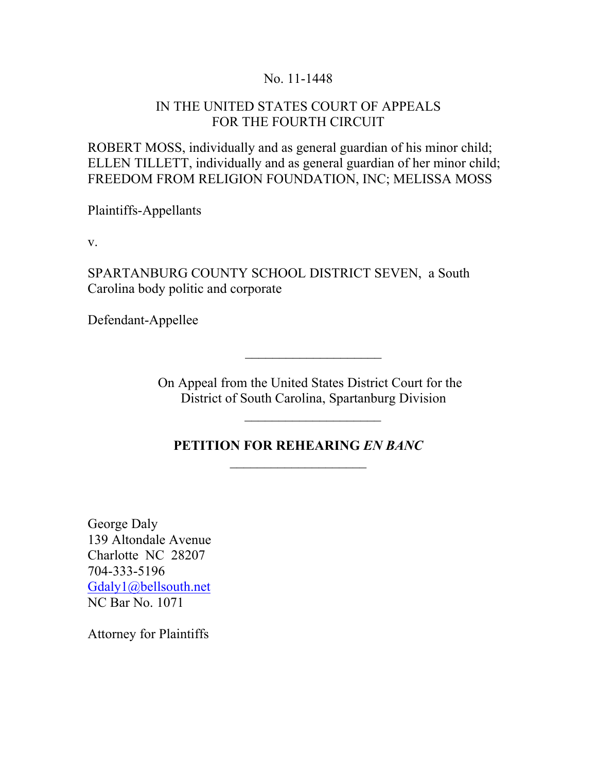No. 11-1448

IN THE UNITED STATES COURT OF APPEALS
FOR THE FOURTH CIRCUIT

ROBERT MOSS, individually and as general guardian of his minor child; ELLEN TILLETT, individually and as general guardian of her minor child; FREEDOM FROM RELIGION FOUNDATION, INC; MELISSA MOSS

Plaintiffs-Appellants

v.

SPARTANBURG COUNTY SCHOOL DISTRICT SEVEN, a South Carolina body politic and corporate

Defendant-Appellee

---

On Appeal from the United States District Court for the District of South Carolina, Spartanburg Division

---

**PETITION FOR REHEARING *EN BANC***

---

George Daly
139 Altondale Avenue
Charlotte NC 28207
704-333-5196
Gdaly1@bellsouth.net
NC Bar No. 1071

Attorney for Plaintiffs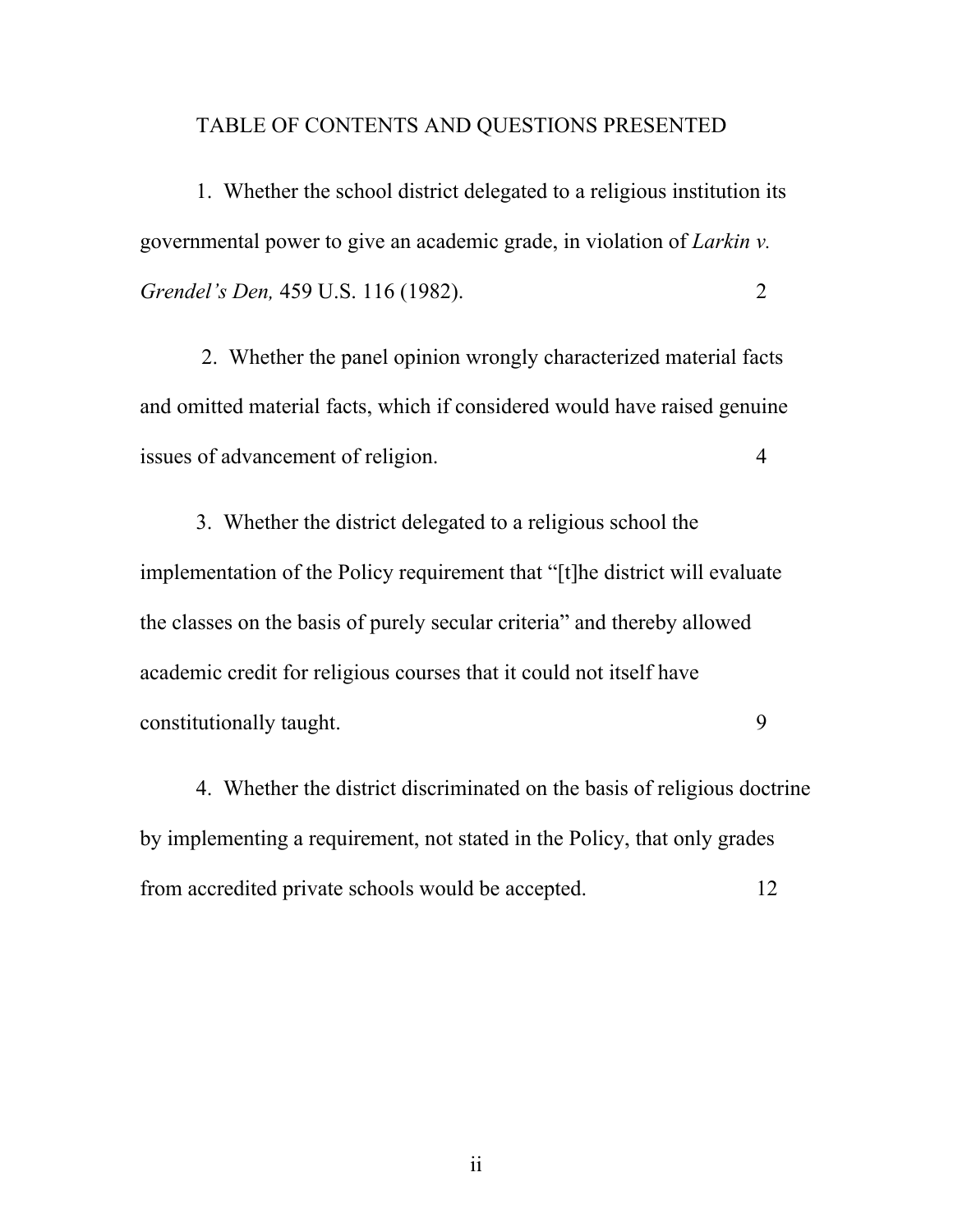## TABLE OF CONTENTS AND QUESTIONS PRESENTED

1. Whether the school district delegated to a religious institution its governmental power to give an academic grade, in violation of *Larkin v. Grendel's Den,* 459 U.S. 116 (1982). 2

2. Whether the panel opinion wrongly characterized material facts and omitted material facts, which if considered would have raised genuine issues of advancement of religion. 4

3. Whether the district delegated to a religious school the implementation of the Policy requirement that "[t]he district will evaluate the classes on the basis of purely secular criteria" and thereby allowed academic credit for religious courses that it could not itself have constitutionally taught. 9

4. Whether the district discriminated on the basis of religious doctrine by implementing a requirement, not stated in the Policy, that only grades from accredited private schools would be accepted. 12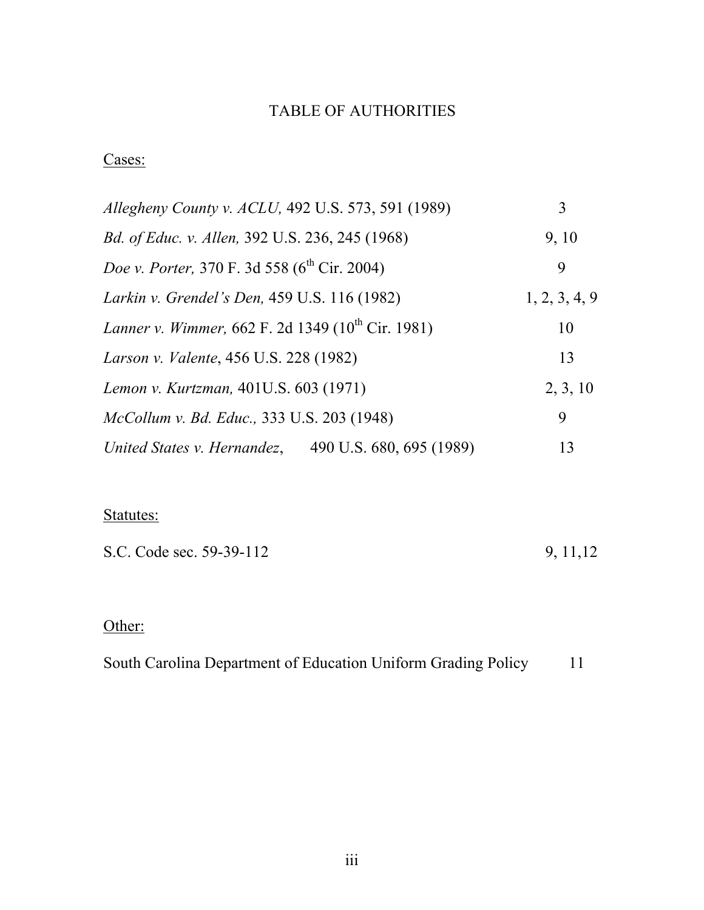# TABLE OF AUTHORITIES

Cases:

| | |
|---|---|
| *Allegheny County v. ACLU,* 492 U.S. 573, 591 (1989) | 3 |
| *Bd. of Educ. v. Allen,* 392 U.S. 236, 245 (1968) | 9, 10 |
| *Doe v. Porter,* 370 F. 3d 558 (6th Cir. 2004) | 9 |
| *Larkin v. Grendel's Den,* 459 U.S. 116 (1982) | 1, 2, 3, 4, 9 |
| *Lanner v. Wimmer,* 662 F. 2d 1349 (10th Cir. 1981) | 10 |
| *Larson v. Valente*, 456 U.S. 228 (1982) | 13 |
| *Lemon v. Kurtzman,* 401U.S. 603 (1971) | 2, 3, 10 |
| *McCollum v. Bd. Educ.,* 333 U.S. 203 (1948) | 9 |
| *United States v. Hernandez*, 490 U.S. 680, 695 (1989) | 13 |

Statutes:

| | |
|---|---|
| S.C. Code sec. 59-39-112 | 9, 11,12 |

Other:

| | |
|---|---|
| South Carolina Department of Education Uniform Grading Policy | 11 |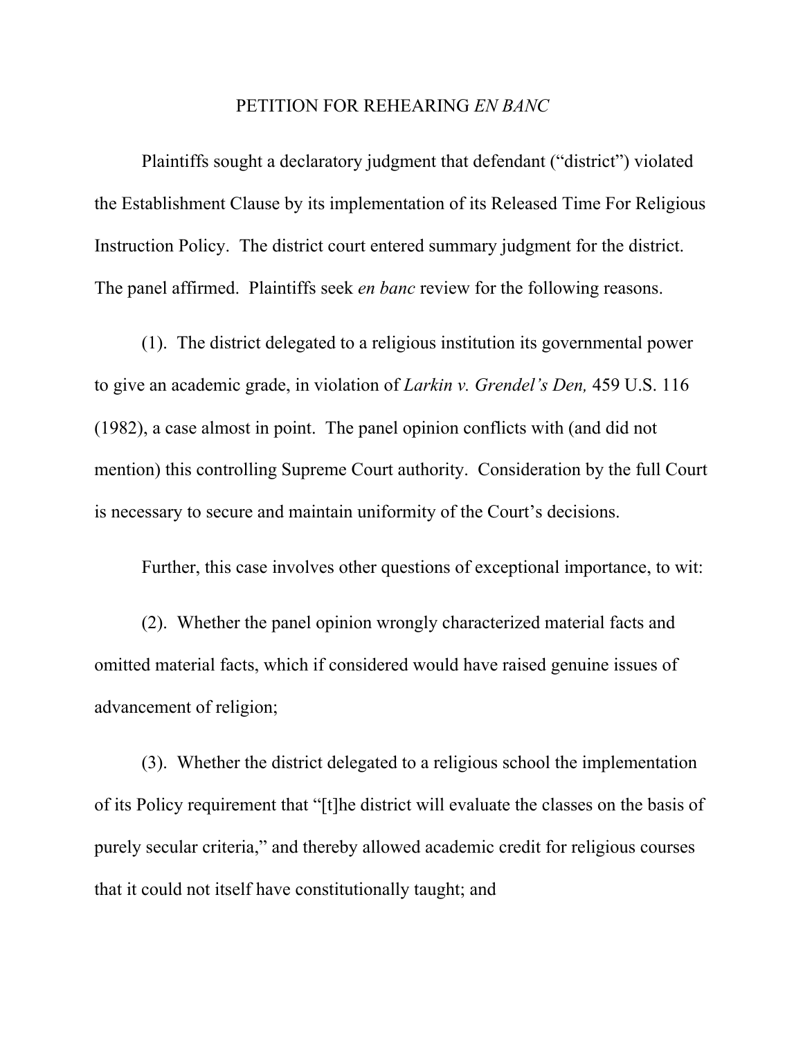# PETITION FOR REHEARING *EN BANC*

Plaintiffs sought a declaratory judgment that defendant ("district") violated the Establishment Clause by its implementation of its Released Time For Religious Instruction Policy. The district court entered summary judgment for the district. The panel affirmed. Plaintiffs seek *en banc* review for the following reasons.

(1). The district delegated to a religious institution its governmental power to give an academic grade, in violation of *Larkin v. Grendel's Den,* 459 U.S. 116 (1982), a case almost in point. The panel opinion conflicts with (and did not mention) this controlling Supreme Court authority. Consideration by the full Court is necessary to secure and maintain uniformity of the Court's decisions.

Further, this case involves other questions of exceptional importance, to wit:

(2). Whether the panel opinion wrongly characterized material facts and omitted material facts, which if considered would have raised genuine issues of advancement of religion;

(3). Whether the district delegated to a religious school the implementation of its Policy requirement that "[t]he district will evaluate the classes on the basis of purely secular criteria," and thereby allowed academic credit for religious courses that it could not itself have constitutionally taught; and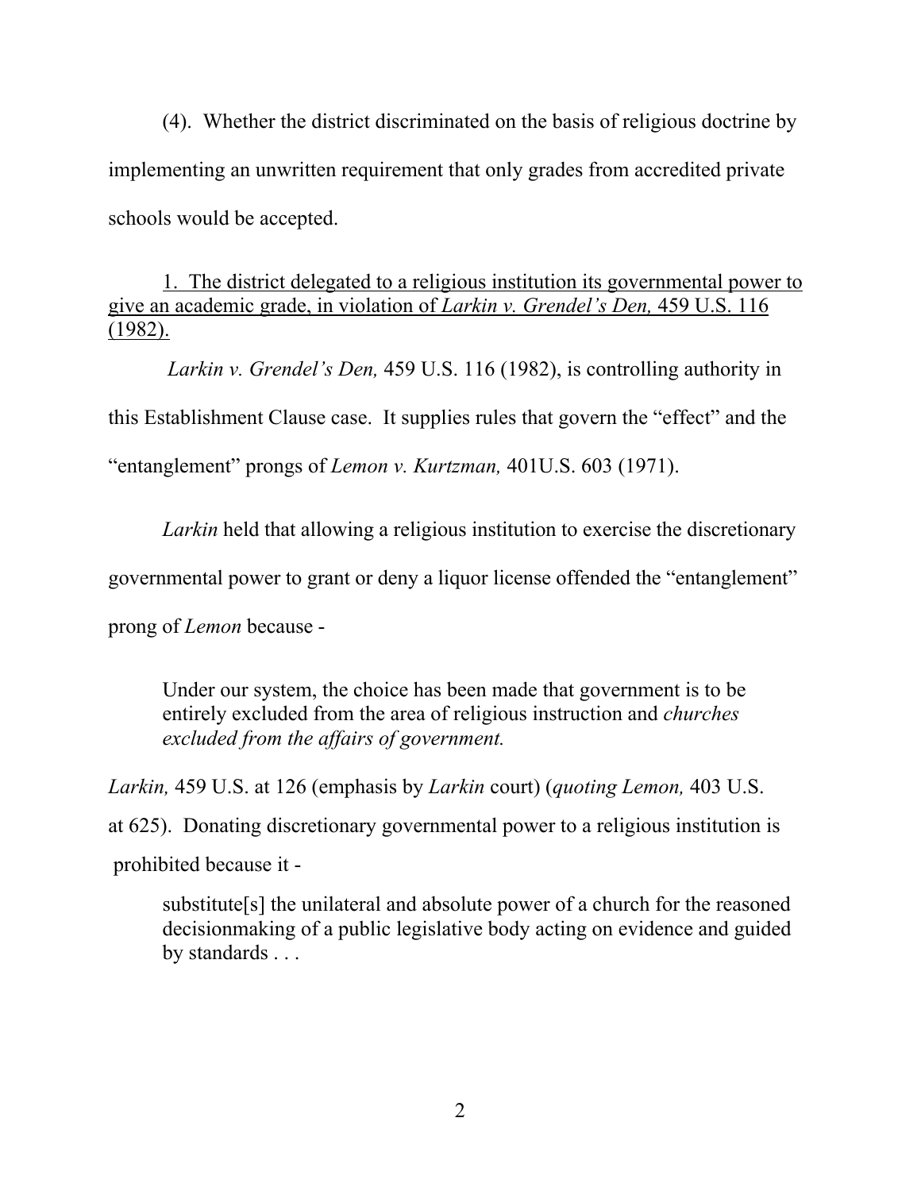(4). Whether the district discriminated on the basis of religious doctrine by implementing an unwritten requirement that only grades from accredited private schools would be accepted.

<u>1. The district delegated to a religious institution its governmental power to give an academic grade, in violation of *Larkin v. Grendel's Den,* 459 U.S. 116 (1982).</u>

*Larkin v. Grendel's Den,* 459 U.S. 116 (1982), is controlling authority in this Establishment Clause case. It supplies rules that govern the "effect" and the "entanglement" prongs of *Lemon v. Kurtzman,* 401U.S. 603 (1971).

*Larkin* held that allowing a religious institution to exercise the discretionary governmental power to grant or deny a liquor license offended the "entanglement" prong of *Lemon* because -

> Under our system, the choice has been made that government is to be entirely excluded from the area of religious instruction and *churches excluded from the affairs of government.*

*Larkin,* 459 U.S. at 126 (emphasis by *Larkin* court) (*quoting Lemon,* 403 U.S. at 625). Donating discretionary governmental power to a religious institution is prohibited because it -

> substitute[s] the unilateral and absolute power of a church for the reasoned decisionmaking of a public legislative body acting on evidence and guided by standards . . .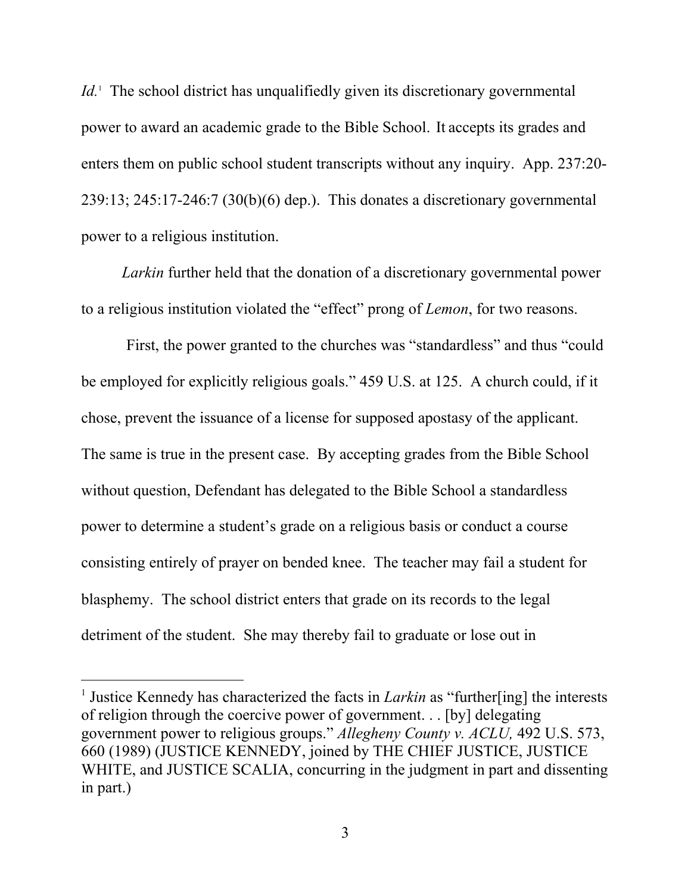*Id.*[1] The school district has unqualifiedly given its discretionary governmental power to award an academic grade to the Bible School. It accepts its grades and enters them on public school student transcripts without any inquiry. App. 237:20-239:13; 245:17-246:7 (30(b)(6) dep.). This donates a discretionary governmental power to a religious institution.

*Larkin* further held that the donation of a discretionary governmental power to a religious institution violated the "effect" prong of *Lemon*, for two reasons.

First, the power granted to the churches was "standardless" and thus "could be employed for explicitly religious goals." 459 U.S. at 125. A church could, if it chose, prevent the issuance of a license for supposed apostasy of the applicant. The same is true in the present case. By accepting grades from the Bible School without question, Defendant has delegated to the Bible School a standardless power to determine a student's grade on a religious basis or conduct a course consisting entirely of prayer on bended knee. The teacher may fail a student for blasphemy. The school district enters that grade on its records to the legal detriment of the student. She may thereby fail to graduate or lose out in

---

[1] Justice Kennedy has characterized the facts in *Larkin* as "further[ing] the interests of religion through the coercive power of government. . . [by] delegating government power to religious groups." *Allegheny County v. ACLU,* 492 U.S. 573, 660 (1989) (JUSTICE KENNEDY, joined by THE CHIEF JUSTICE, JUSTICE WHITE, and JUSTICE SCALIA, concurring in the judgment in part and dissenting in part.)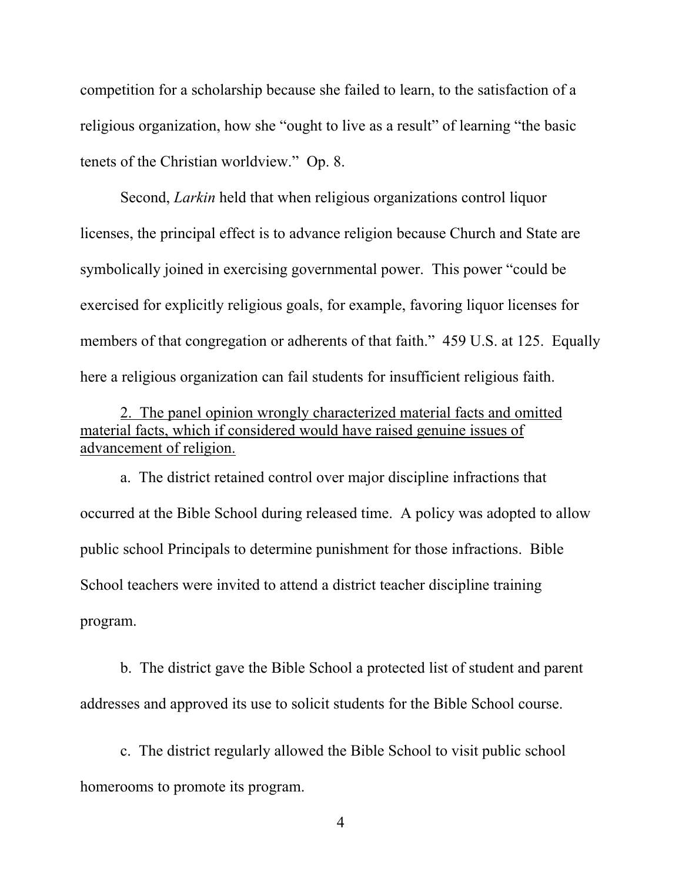competition for a scholarship because she failed to learn, to the satisfaction of a religious organization, how she "ought to live as a result" of learning "the basic tenets of the Christian worldview." Op. 8.

Second, *Larkin* held that when religious organizations control liquor licenses, the principal effect is to advance religion because Church and State are symbolically joined in exercising governmental power. This power "could be exercised for explicitly religious goals, for example, favoring liquor licenses for members of that congregation or adherents of that faith." 459 U.S. at 125. Equally here a religious organization can fail students for insufficient religious faith.

<u>2. The panel opinion wrongly characterized material facts and omitted material facts, which if considered would have raised genuine issues of advancement of religion.</u>

a. The district retained control over major discipline infractions that occurred at the Bible School during released time. A policy was adopted to allow public school Principals to determine punishment for those infractions. Bible School teachers were invited to attend a district teacher discipline training program.

b. The district gave the Bible School a protected list of student and parent addresses and approved its use to solicit students for the Bible School course.

c. The district regularly allowed the Bible School to visit public school homerooms to promote its program.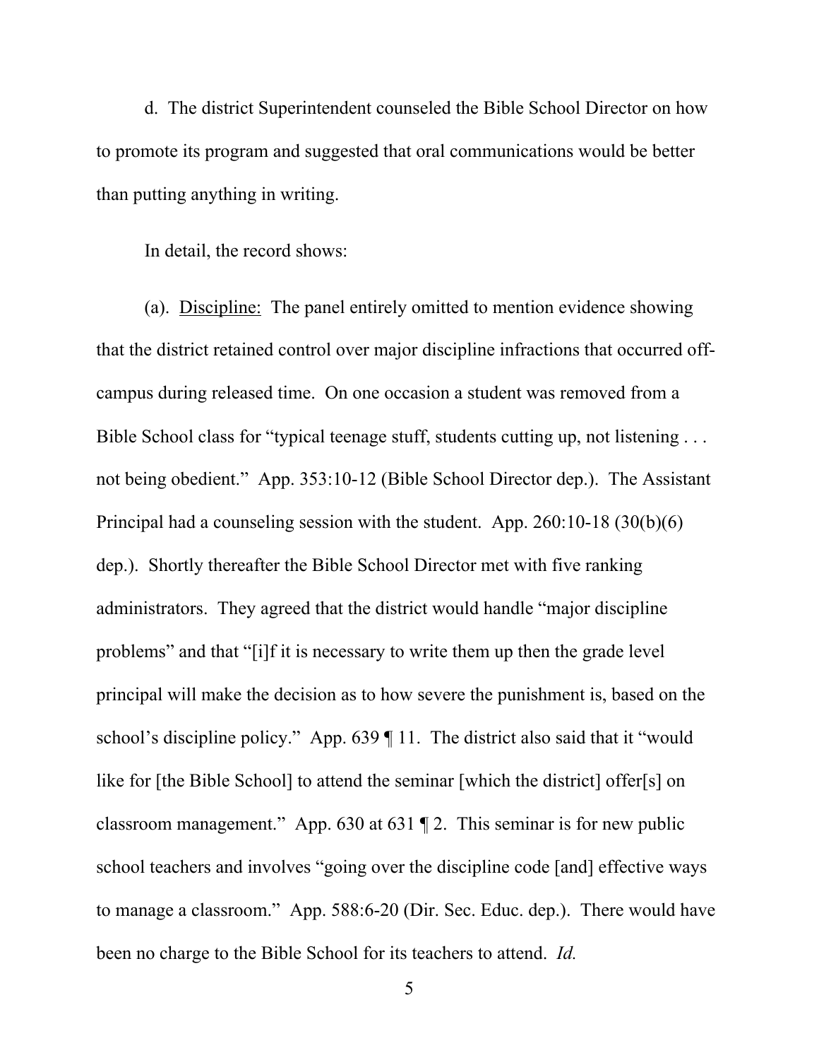d. The district Superintendent counseled the Bible School Director on how to promote its program and suggested that oral communications would be better than putting anything in writing.

In detail, the record shows:

(a). <u>Discipline:</u> The panel entirely omitted to mention evidence showing that the district retained control over major discipline infractions that occurred off-campus during released time. On one occasion a student was removed from a Bible School class for "typical teenage stuff, students cutting up, not listening . . . not being obedient." App. 353:10-12 (Bible School Director dep.). The Assistant Principal had a counseling session with the student. App. 260:10-18 (30(b)(6) dep.). Shortly thereafter the Bible School Director met with five ranking administrators. They agreed that the district would handle "major discipline problems" and that "[i]f it is necessary to write them up then the grade level principal will make the decision as to how severe the punishment is, based on the school's discipline policy." App. 639 ¶ 11. The district also said that it "would like for [the Bible School] to attend the seminar [which the district] offer[s] on classroom management." App. 630 at 631 ¶ 2. This seminar is for new public school teachers and involves "going over the discipline code [and] effective ways to manage a classroom." App. 588:6-20 (Dir. Sec. Educ. dep.). There would have been no charge to the Bible School for its teachers to attend. *Id.*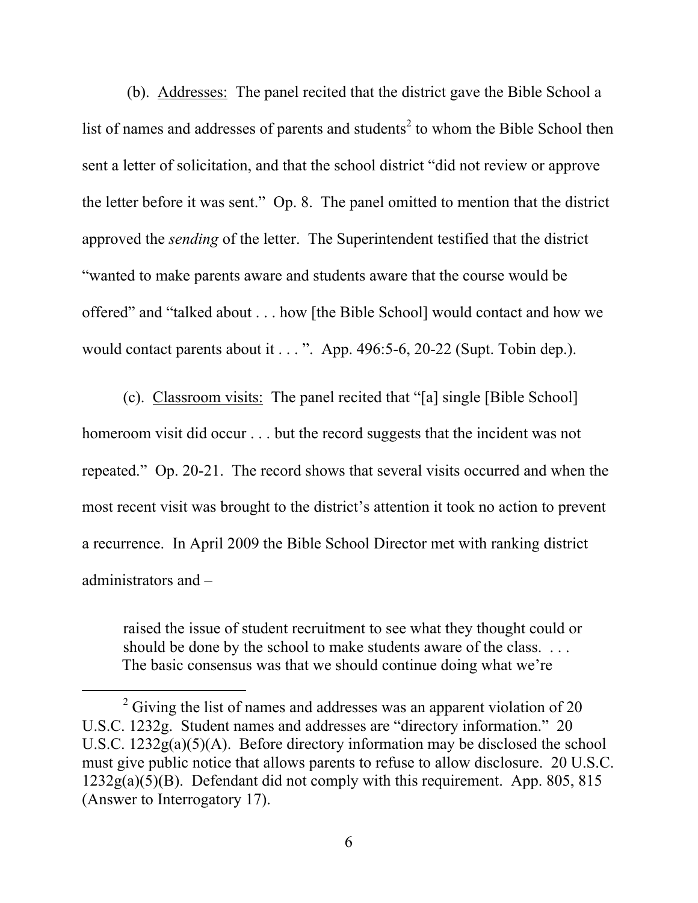(b). Addresses: The panel recited that the district gave the Bible School a list of names and addresses of parents and students[2] to whom the Bible School then sent a letter of solicitation, and that the school district "did not review or approve the letter before it was sent." Op. 8. The panel omitted to mention that the district approved the *sending* of the letter. The Superintendent testified that the district "wanted to make parents aware and students aware that the course would be offered" and "talked about . . . how [the Bible School] would contact and how we would contact parents about it . . . ". App. 496:5-6, 20-22 (Supt. Tobin dep.).

(c). Classroom visits: The panel recited that "[a] single [Bible School] homeroom visit did occur . . . but the record suggests that the incident was not repeated." Op. 20-21. The record shows that several visits occurred and when the most recent visit was brought to the district's attention it took no action to prevent a recurrence. In April 2009 the Bible School Director met with ranking district administrators and –

> raised the issue of student recruitment to see what they thought could or should be done by the school to make students aware of the class. . . . The basic consensus was that we should continue doing what we're

---

[2] Giving the list of names and addresses was an apparent violation of 20 U.S.C. 1232g. Student names and addresses are "directory information." 20 U.S.C. 1232g(a)(5)(A). Before directory information may be disclosed the school must give public notice that allows parents to refuse to allow disclosure. 20 U.S.C. 1232g(a)(5)(B). Defendant did not comply with this requirement. App. 805, 815 (Answer to Interrogatory 17).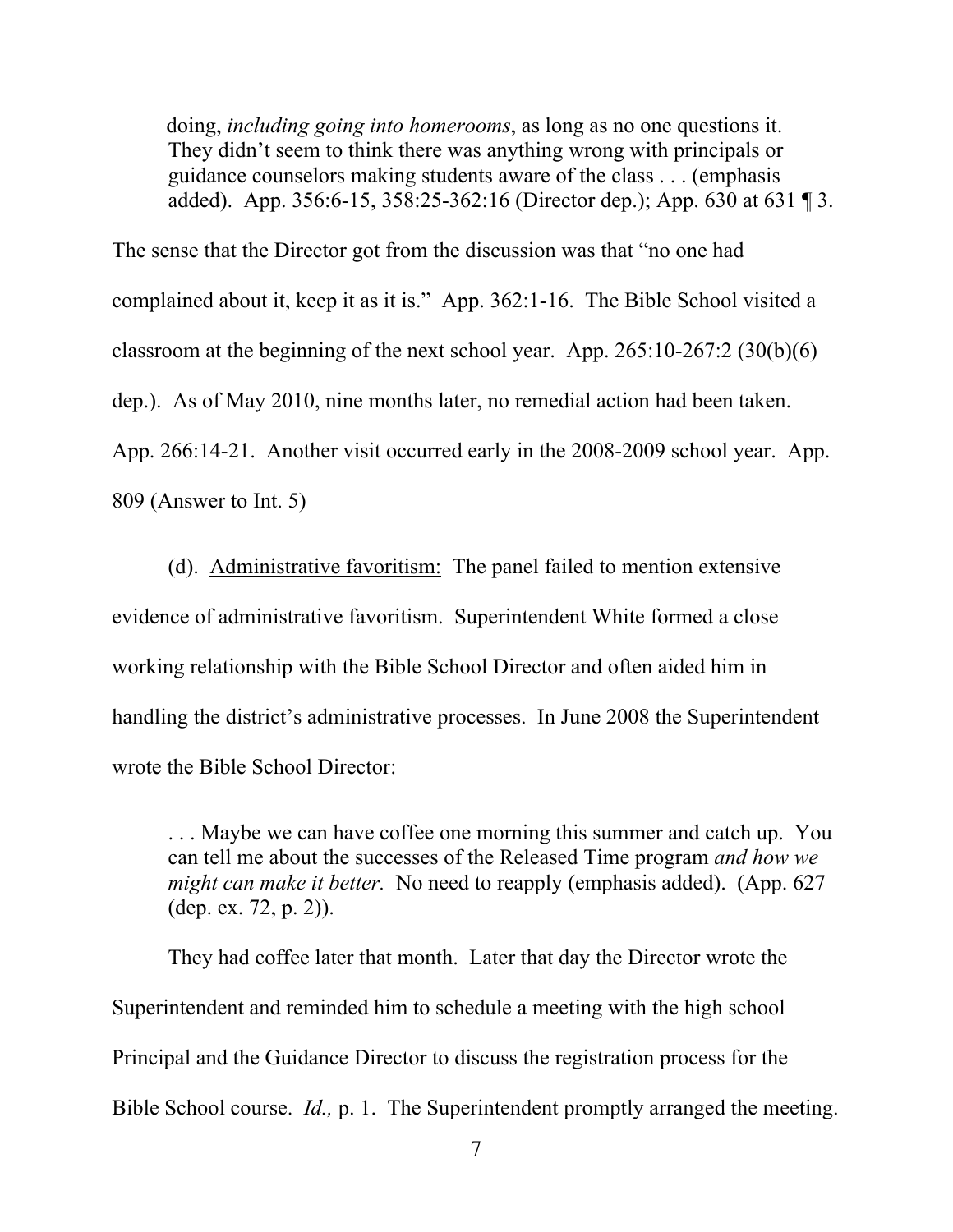> doing, *including going into homerooms*, as long as no one questions it. They didn't seem to think there was anything wrong with principals or guidance counselors making students aware of the class . . . (emphasis added). App. 356:6-15, 358:25-362:16 (Director dep.); App. 630 at 631 ¶ 3.

The sense that the Director got from the discussion was that "no one had complained about it, keep it as it is." App. 362:1-16. The Bible School visited a classroom at the beginning of the next school year. App. 265:10-267:2 (30(b)(6) dep.). As of May 2010, nine months later, no remedial action had been taken. App. 266:14-21. Another visit occurred early in the 2008-2009 school year. App. 809 (Answer to Int. 5)

(d). Administrative favoritism: The panel failed to mention extensive evidence of administrative favoritism. Superintendent White formed a close working relationship with the Bible School Director and often aided him in handling the district's administrative processes. In June 2008 the Superintendent wrote the Bible School Director:

> . . . Maybe we can have coffee one morning this summer and catch up. You can tell me about the successes of the Released Time program *and how we might can make it better*. No need to reapply (emphasis added). (App. 627 (dep. ex. 72, p. 2)).

They had coffee later that month. Later that day the Director wrote the Superintendent and reminded him to schedule a meeting with the high school Principal and the Guidance Director to discuss the registration process for the Bible School course. *Id.,* p. 1. The Superintendent promptly arranged the meeting.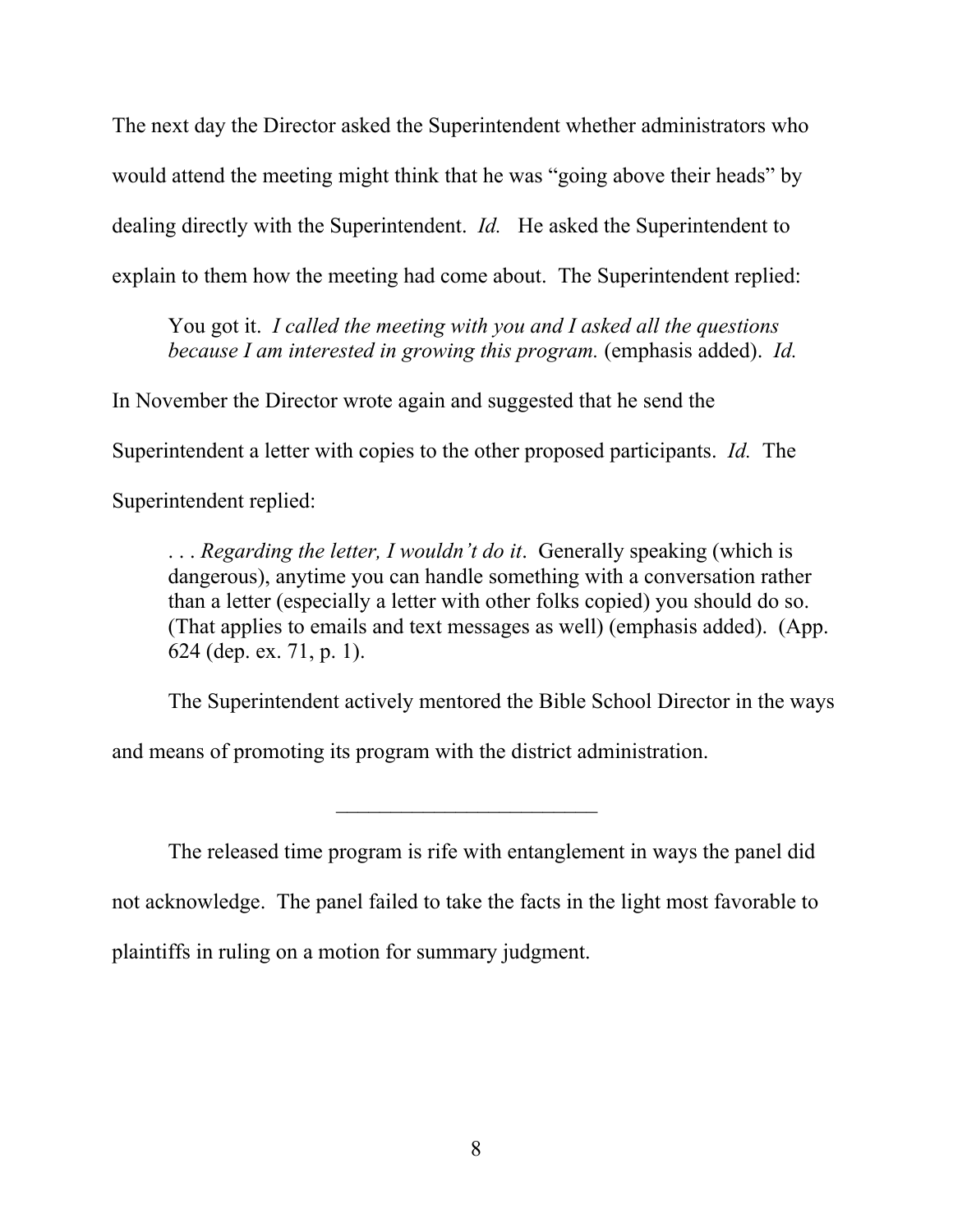The next day the Director asked the Superintendent whether administrators who would attend the meeting might think that he was "going above their heads" by dealing directly with the Superintendent. *Id.* He asked the Superintendent to explain to them how the meeting had come about. The Superintendent replied:

> You got it. *I called the meeting with you and I asked all the questions because I am interested in growing this program.* (emphasis added). *Id.*

In November the Director wrote again and suggested that he send the Superintendent a letter with copies to the other proposed participants. *Id.* The Superintendent replied:

> . . . *Regarding the letter, I wouldn't do it*. Generally speaking (which is dangerous), anytime you can handle something with a conversation rather than a letter (especially a letter with other folks copied) you should do so. (That applies to emails and text messages as well) (emphasis added). (App. 624 (dep. ex. 71, p. 1).

The Superintendent actively mentored the Bible School Director in the ways and means of promoting its program with the district administration.

---

The released time program is rife with entanglement in ways the panel did not acknowledge. The panel failed to take the facts in the light most favorable to plaintiffs in ruling on a motion for summary judgment.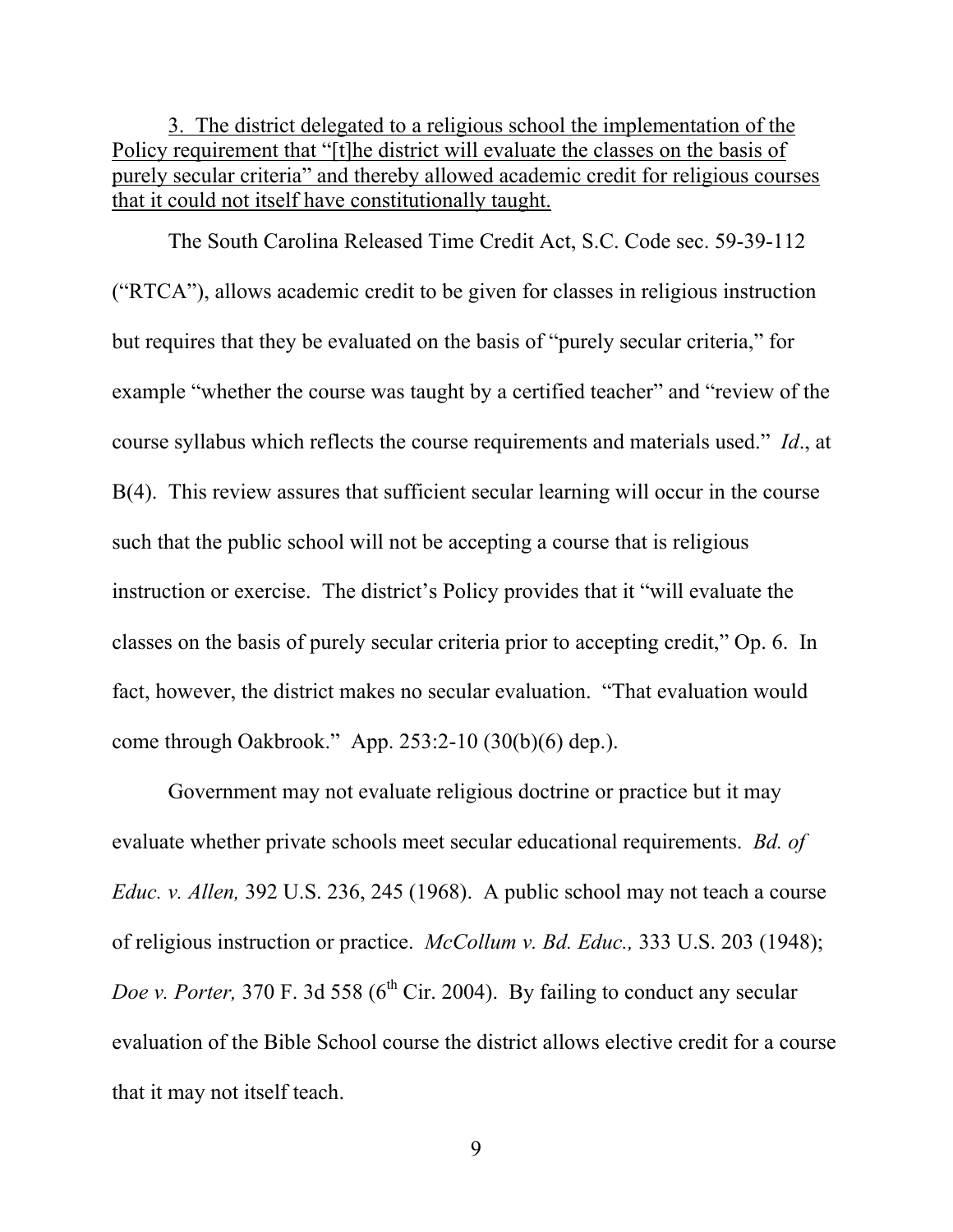<u>3. The district delegated to a religious school the implementation of the Policy requirement that "[t]he district will evaluate the classes on the basis of purely secular criteria" and thereby allowed academic credit for religious courses that it could not itself have constitutionally taught.</u>

The South Carolina Released Time Credit Act, S.C. Code sec. 59-39-112 ("RTCA"), allows academic credit to be given for classes in religious instruction but requires that they be evaluated on the basis of "purely secular criteria," for example "whether the course was taught by a certified teacher" and "review of the course syllabus which reflects the course requirements and materials used." *Id*., at B(4). This review assures that sufficient secular learning will occur in the course such that the public school will not be accepting a course that is religious instruction or exercise. The district's Policy provides that it "will evaluate the classes on the basis of purely secular criteria prior to accepting credit," Op. 6. In fact, however, the district makes no secular evaluation. "That evaluation would come through Oakbrook." App. 253:2-10 (30(b)(6) dep.).

Government may not evaluate religious doctrine or practice but it may evaluate whether private schools meet secular educational requirements. *Bd. of Educ. v. Allen,* 392 U.S. 236, 245 (1968). A public school may not teach a course of religious instruction or practice. *McCollum v. Bd. Educ.,* 333 U.S. 203 (1948); *Doe v. Porter,* 370 F. 3d 558 (6th Cir. 2004). By failing to conduct any secular evaluation of the Bible School course the district allows elective credit for a course that it may not itself teach.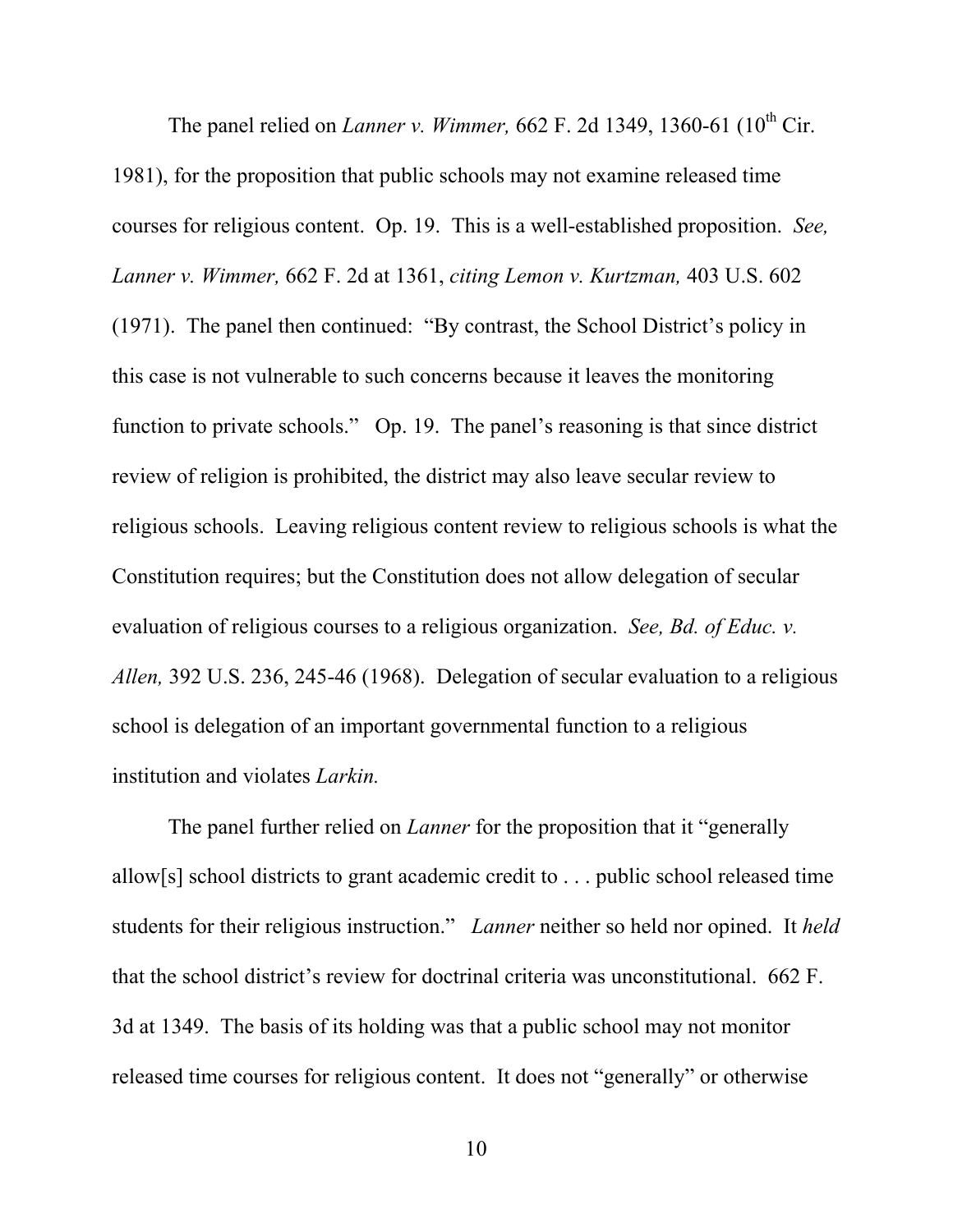The panel relied on *Lanner v. Wimmer,* 662 F. 2d 1349, 1360-61 (10th Cir. 1981), for the proposition that public schools may not examine released time courses for religious content. Op. 19. This is a well-established proposition. *See, Lanner v. Wimmer,* 662 F. 2d at 1361, *citing Lemon v. Kurtzman,* 403 U.S. 602 (1971). The panel then continued: "By contrast, the School District's policy in this case is not vulnerable to such concerns because it leaves the monitoring function to private schools." Op. 19. The panel's reasoning is that since district review of religion is prohibited, the district may also leave secular review to religious schools. Leaving religious content review to religious schools is what the Constitution requires; but the Constitution does not allow delegation of secular evaluation of religious courses to a religious organization. *See, Bd. of Educ. v. Allen,* 392 U.S. 236, 245-46 (1968). Delegation of secular evaluation to a religious school is delegation of an important governmental function to a religious institution and violates *Larkin.*

The panel further relied on *Lanner* for the proposition that it "generally allow[s] school districts to grant academic credit to . . . public school released time students for their religious instruction." *Lanner* neither so held nor opined. It *held* that the school district's review for doctrinal criteria was unconstitutional. 662 F. 3d at 1349. The basis of its holding was that a public school may not monitor released time courses for religious content. It does not "generally" or otherwise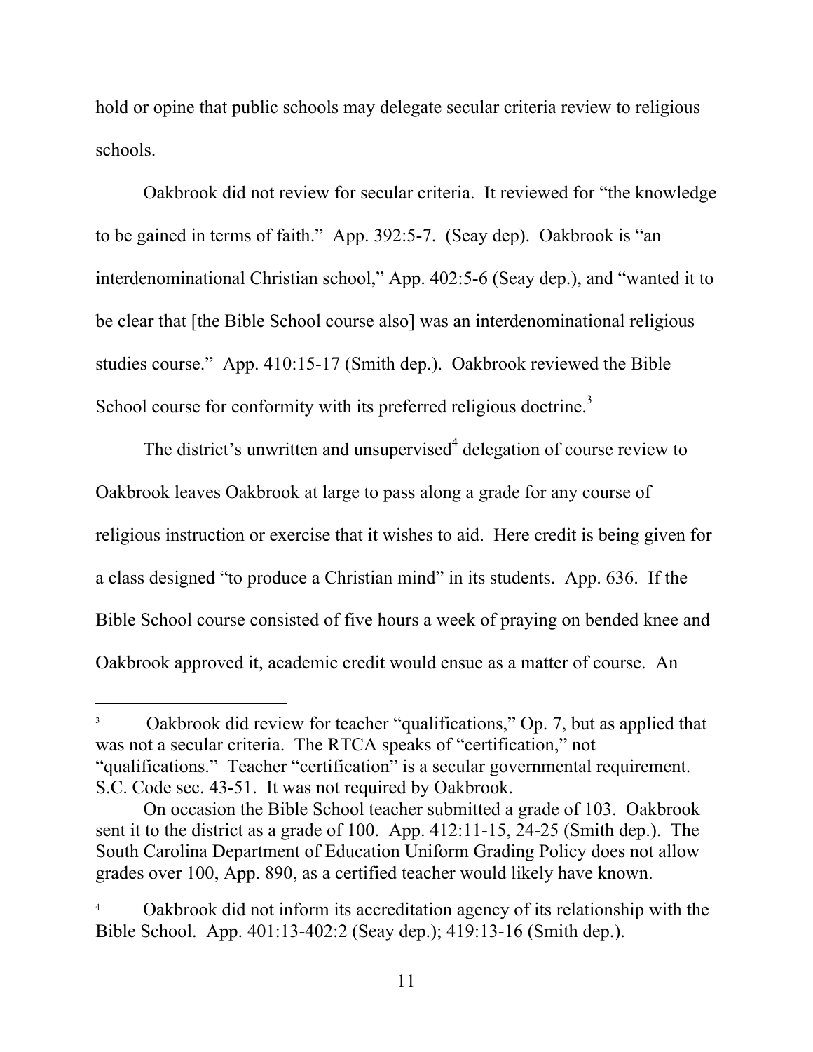hold or opine that public schools may delegate secular criteria review to religious schools.

Oakbrook did not review for secular criteria. It reviewed for "the knowledge to be gained in terms of faith." App. 392:5-7. (Seay dep). Oakbrook is "an interdenominational Christian school," App. 402:5-6 (Seay dep.), and "wanted it to be clear that [the Bible School course also] was an interdenominational religious studies course." App. 410:15-17 (Smith dep.). Oakbrook reviewed the Bible School course for conformity with its preferred religious doctrine.[3]

The district's unwritten and unsupervised[4] delegation of course review to Oakbrook leaves Oakbrook at large to pass along a grade for any course of religious instruction or exercise that it wishes to aid. Here credit is being given for a class designed "to produce a Christian mind" in its students. App. 636. If the Bible School course consisted of five hours a week of praying on bended knee and Oakbrook approved it, academic credit would ensue as a matter of course. An

---

[3] Oakbrook did review for teacher "qualifications," Op. 7, but as applied that was not a secular criteria. The RTCA speaks of "certification," not "qualifications." Teacher "certification" is a secular governmental requirement. S.C. Code sec. 43-51. It was not required by Oakbrook.

On occasion the Bible School teacher submitted a grade of 103. Oakbrook sent it to the district as a grade of 100. App. 412:11-15, 24-25 (Smith dep.). The South Carolina Department of Education Uniform Grading Policy does not allow grades over 100, App. 890, as a certified teacher would likely have known.

[4] Oakbrook did not inform its accreditation agency of its relationship with the Bible School. App. 401:13-402:2 (Seay dep.); 419:13-16 (Smith dep.).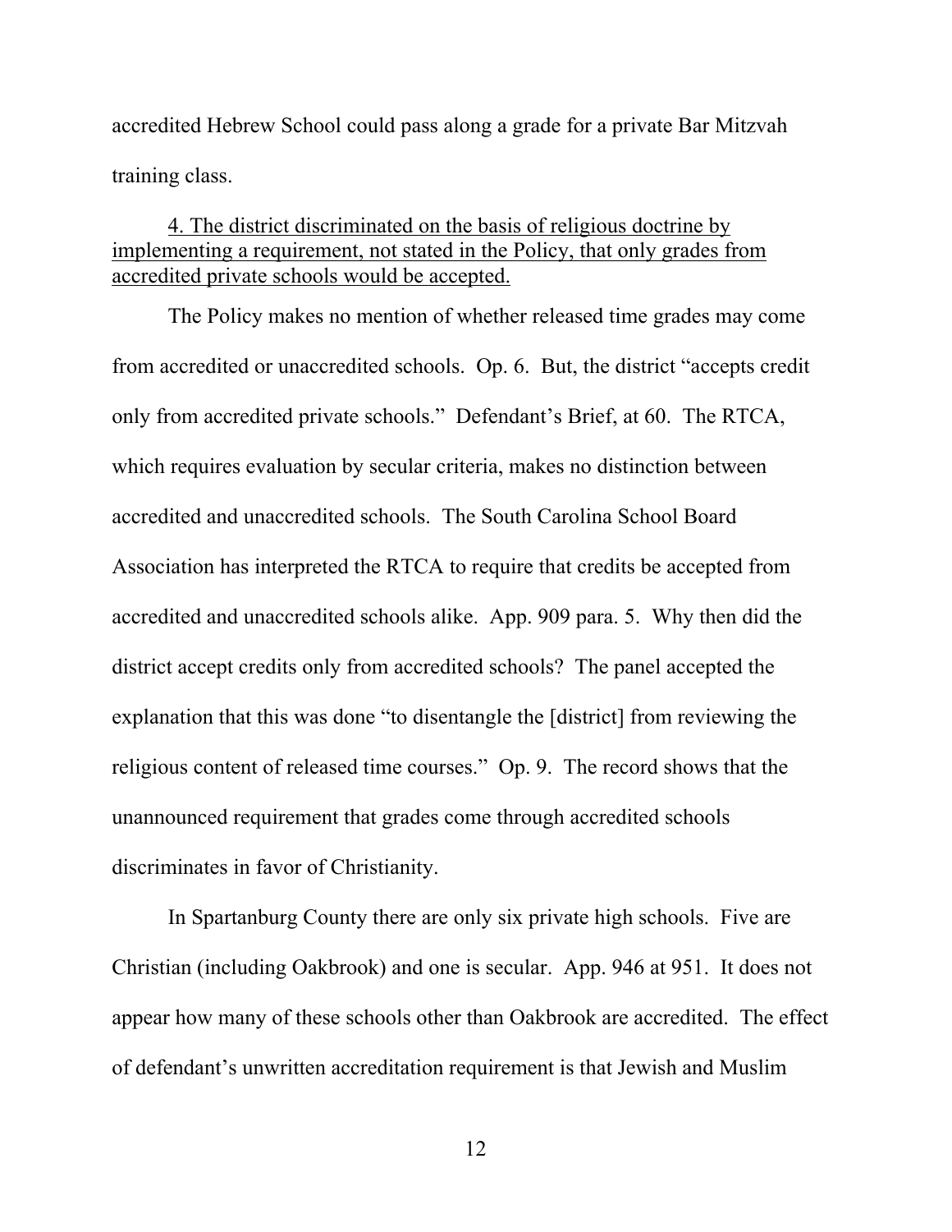accredited Hebrew School could pass along a grade for a private Bar Mitzvah training class.

<u>4. The district discriminated on the basis of religious doctrine by implementing a requirement, not stated in the Policy, that only grades from accredited private schools would be accepted.</u>

The Policy makes no mention of whether released time grades may come from accredited or unaccredited schools. Op. 6. But, the district "accepts credit only from accredited private schools." Defendant's Brief, at 60. The RTCA, which requires evaluation by secular criteria, makes no distinction between accredited and unaccredited schools. The South Carolina School Board Association has interpreted the RTCA to require that credits be accepted from accredited and unaccredited schools alike. App. 909 para. 5. Why then did the district accept credits only from accredited schools? The panel accepted the explanation that this was done "to disentangle the [district] from reviewing the religious content of released time courses." Op. 9. The record shows that the unannounced requirement that grades come through accredited schools discriminates in favor of Christianity.

In Spartanburg County there are only six private high schools. Five are Christian (including Oakbrook) and one is secular. App. 946 at 951. It does not appear how many of these schools other than Oakbrook are accredited. The effect of defendant's unwritten accreditation requirement is that Jewish and Muslim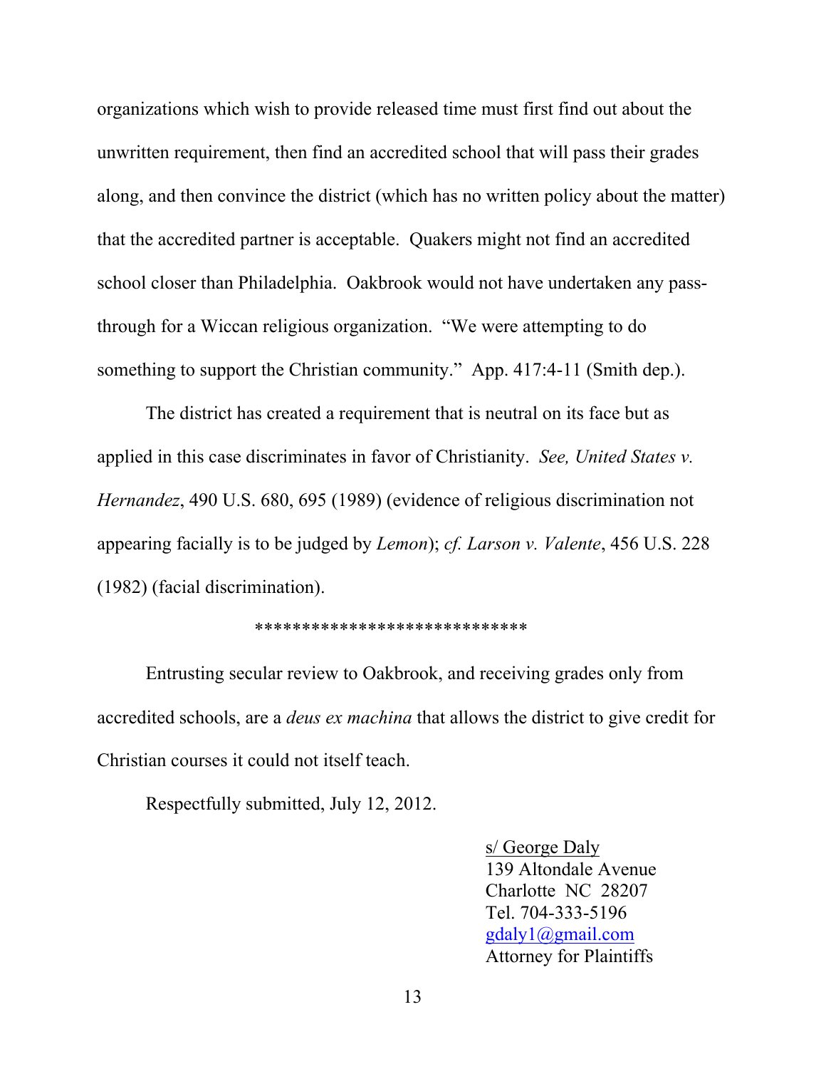organizations which wish to provide released time must first find out about the unwritten requirement, then find an accredited school that will pass their grades along, and then convince the district (which has no written policy about the matter) that the accredited partner is acceptable. Quakers might not find an accredited school closer than Philadelphia. Oakbrook would not have undertaken any pass-through for a Wiccan religious organization. "We were attempting to do something to support the Christian community." App. 417:4-11 (Smith dep.).

The district has created a requirement that is neutral on its face but as applied in this case discriminates in favor of Christianity. *See, United States v. Hernandez*, 490 U.S. 680, 695 (1989) (evidence of religious discrimination not appearing facially is to be judged by *Lemon*); *cf. Larson v. Valente*, 456 U.S. 228 (1982) (facial discrimination).

****************************

Entrusting secular review to Oakbrook, and receiving grades only from accredited schools, are a *deus ex machina* that allows the district to give credit for Christian courses it could not itself teach.

Respectfully submitted, July 12, 2012.

s/ George Daly
139 Altondale Avenue
Charlotte NC 28207
Tel. 704-333-5196
gdaly1@gmail.com
Attorney for Plaintiffs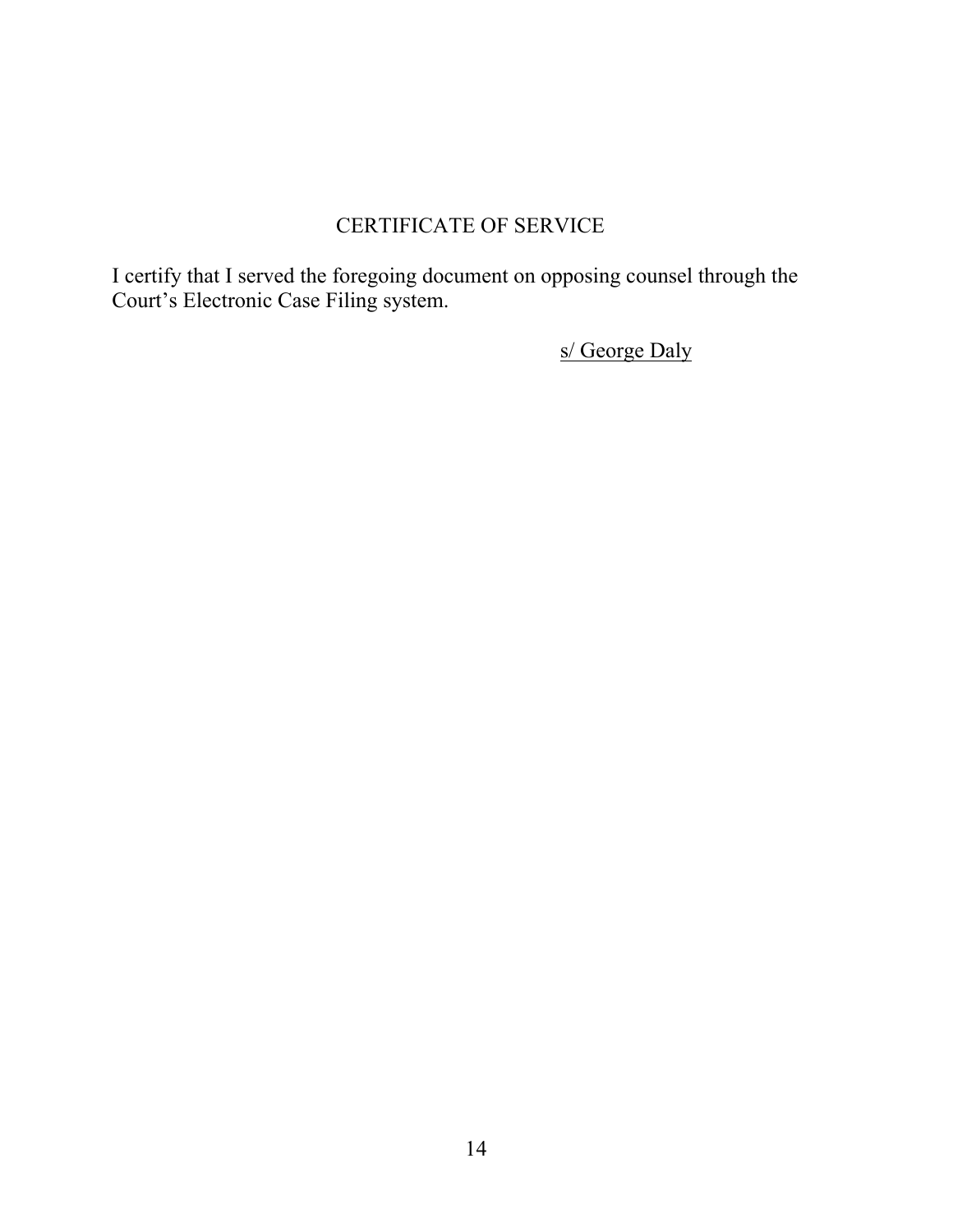## CERTIFICATE OF SERVICE

I certify that I served the foregoing document on opposing counsel through the Court's Electronic Case Filing system.

s/ George Daly